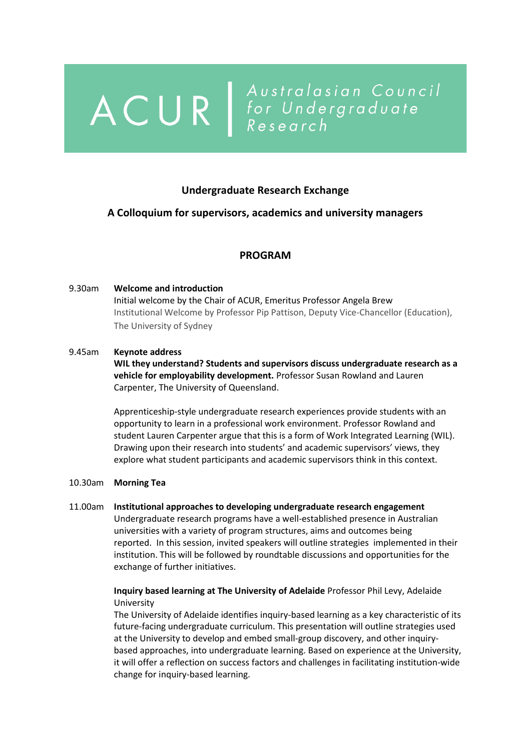ACUR | Australasian Council for Undergraduate Research

## Undergraduate Research Exchange

## A Colloquium for supervisors, academics and university managers

### PROGRAM

9.30am **Welcome and introduction**
Initial welcome by the Chair of ACUR, Emeritus Professor Angela Brew
Institutional Welcome by Professor Pip Pattison, Deputy Vice-Chancellor (Education), The University of Sydney

9.45am **Keynote address**
**WIL they understand? Students and supervisors discuss undergraduate research as a vehicle for employability development.** Professor Susan Rowland and Lauren Carpenter, The University of Queensland.

Apprenticeship-style undergraduate research experiences provide students with an opportunity to learn in a professional work environment. Professor Rowland and student Lauren Carpenter argue that this is a form of Work Integrated Learning (WIL). Drawing upon their research into students' and academic supervisors' views, they explore what student participants and academic supervisors think in this context.

10.30am **Morning Tea**

11.00am **Institutional approaches to developing undergraduate research engagement**
Undergraduate research programs have a well-established presence in Australian universities with a variety of program structures, aims and outcomes being reported. In this session, invited speakers will outline strategies implemented in their institution. This will be followed by roundtable discussions and opportunities for the exchange of further initiatives.

**Inquiry based learning at The University of Adelaide** Professor Phil Levy, Adelaide University
The University of Adelaide identifies inquiry-based learning as a key characteristic of its future-facing undergraduate curriculum. This presentation will outline strategies used at the University to develop and embed small-group discovery, and other inquiry-based approaches, into undergraduate learning. Based on experience at the University, it will offer a reflection on success factors and challenges in facilitating institution-wide change for inquiry-based learning.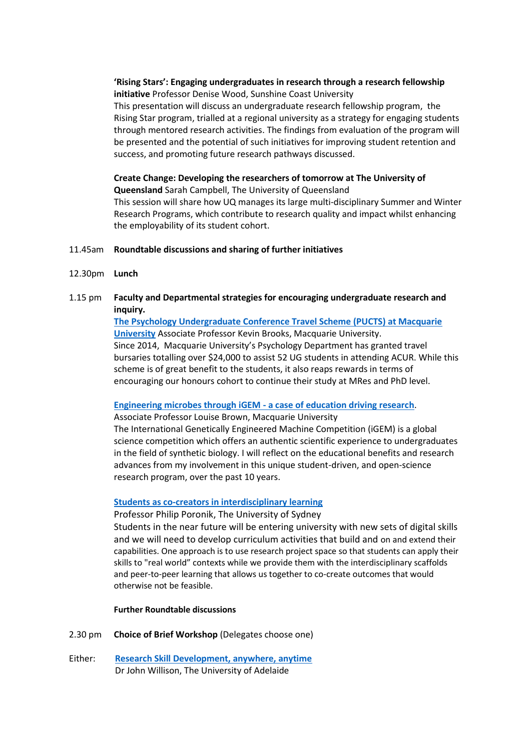**'Rising Stars': Engaging undergraduates in research through a research fellowship initiative** Professor Denise Wood, Sunshine Coast University

This presentation will discuss an undergraduate research fellowship program, the Rising Star program, trialled at a regional university as a strategy for engaging students through mentored research activities. The findings from evaluation of the program will be presented and the potential of such initiatives for improving student retention and success, and promoting future research pathways discussed.

**Create Change: Developing the researchers of tomorrow at The University of Queensland** Sarah Campbell, The University of Queensland

This session will share how UQ manages its large multi-disciplinary Summer and Winter Research Programs, which contribute to research quality and impact whilst enhancing the employability of its student cohort.

11.45am **Roundtable discussions and sharing of further initiatives**

12.30pm **Lunch**

1.15 pm **Faculty and Departmental strategies for encouraging undergraduate research and inquiry.**

**The Psychology Undergraduate Conference Travel Scheme (PUCTS) at Macquarie University** Associate Professor Kevin Brooks, Macquarie University.

Since 2014, Macquarie University's Psychology Department has granted travel bursaries totalling over $24,000 to assist 52 UG students in attending ACUR. While this scheme is of great benefit to the students, it also reaps rewards in terms of encouraging our honours cohort to continue their study at MRes and PhD level.

**Engineering microbes through iGEM - a case of education driving research**.

Associate Professor Louise Brown, Macquarie University

The International Genetically Engineered Machine Competition (iGEM) is a global science competition which offers an authentic scientific experience to undergraduates in the field of synthetic biology. I will reflect on the educational benefits and research advances from my involvement in this unique student-driven, and open-science research program, over the past 10 years.

**Students as co-creators in interdisciplinary learning**

Professor Philip Poronik, The University of Sydney

Students in the near future will be entering university with new sets of digital skills and we will need to develop curriculum activities that build and on and extend their capabilities. One approach is to use research project space so that students can apply their skills to "real world" contexts while we provide them with the interdisciplinary scaffolds and peer-to-peer learning that allows us together to co-create outcomes that would otherwise not be feasible.

**Further Roundtable discussions**

2.30 pm **Choice of Brief Workshop** (Delegates choose one)

Either: **Research Skill Development, anywhere, anytime**
Dr John Willison, The University of Adelaide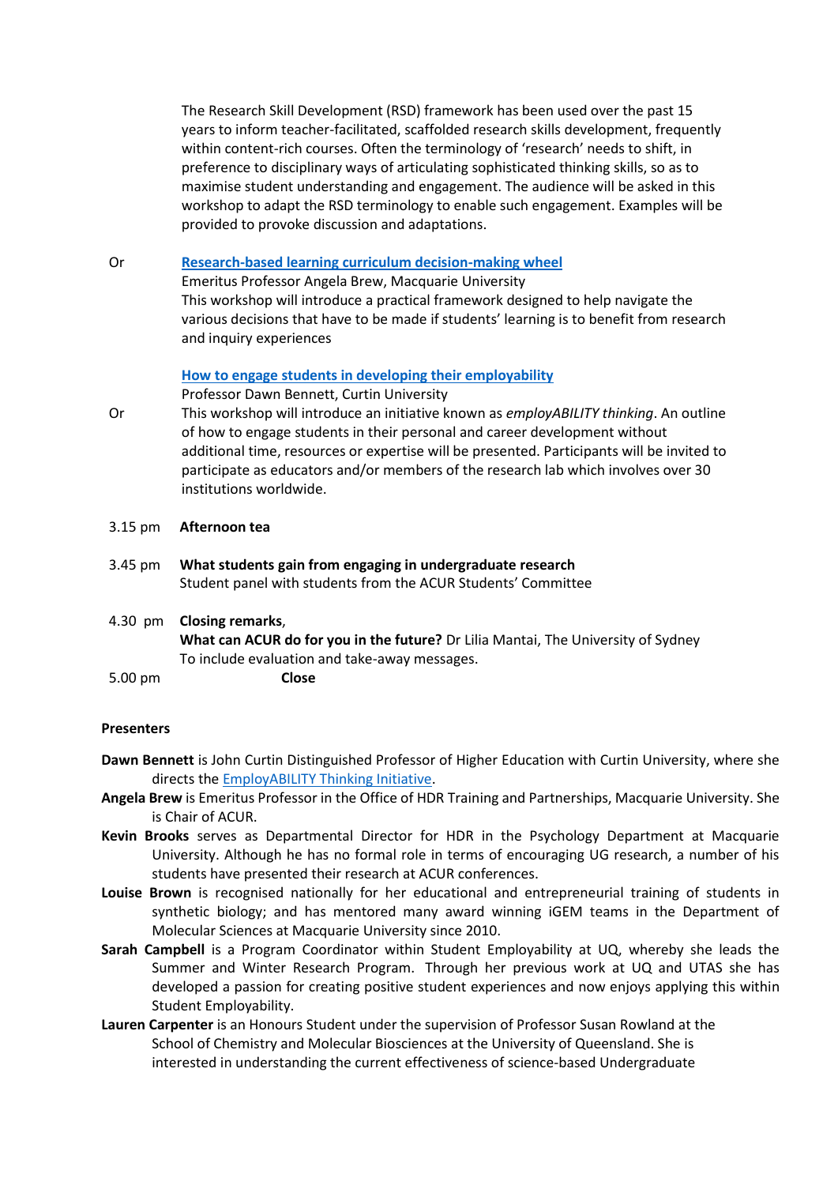The Research Skill Development (RSD) framework has been used over the past 15 years to inform teacher-facilitated, scaffolded research skills development, frequently within content-rich courses. Often the terminology of 'research' needs to shift, in preference to disciplinary ways of articulating sophisticated thinking skills, so as to maximise student understanding and engagement. The audience will be asked in this workshop to adapt the RSD terminology to enable such engagement. Examples will be provided to provoke discussion and adaptations.

Or

**Research-based learning curriculum decision-making wheel**
Emeritus Professor Angela Brew, Macquarie University
This workshop will introduce a practical framework designed to help navigate the various decisions that have to be made if students' learning is to benefit from research and inquiry experiences

Or

**How to engage students in developing their employability**
Professor Dawn Bennett, Curtin University
This workshop will introduce an initiative known as *employABILITY thinking*. An outline of how to engage students in their personal and career development without additional time, resources or expertise will be presented. Participants will be invited to participate as educators and/or members of the research lab which involves over 30 institutions worldwide.

3.15 pm **Afternoon tea**

3.45 pm **What students gain from engaging in undergraduate research**
Student panel with students from the ACUR Students' Committee

4.30 pm **Closing remarks**,
**What can ACUR do for you in the future?** Dr Lilia Mantai, The University of Sydney
To include evaluation and take-away messages.

5.00 pm **Close**

**Presenters**

**Dawn Bennett** is John Curtin Distinguished Professor of Higher Education with Curtin University, where she directs the EmployABILITY Thinking Initiative.

**Angela Brew** is Emeritus Professor in the Office of HDR Training and Partnerships, Macquarie University. She is Chair of ACUR.

**Kevin Brooks** serves as Departmental Director for HDR in the Psychology Department at Macquarie University. Although he has no formal role in terms of encouraging UG research, a number of his students have presented their research at ACUR conferences.

**Louise Brown** is recognised nationally for her educational and entrepreneurial training of students in synthetic biology; and has mentored many award winning iGEM teams in the Department of Molecular Sciences at Macquarie University since 2010.

**Sarah Campbell** is a Program Coordinator within Student Employability at UQ, whereby she leads the Summer and Winter Research Program. Through her previous work at UQ and UTAS she has developed a passion for creating positive student experiences and now enjoys applying this within Student Employability.

**Lauren Carpenter** is an Honours Student under the supervision of Professor Susan Rowland at the School of Chemistry and Molecular Biosciences at the University of Queensland. She is interested in understanding the current effectiveness of science-based Undergraduate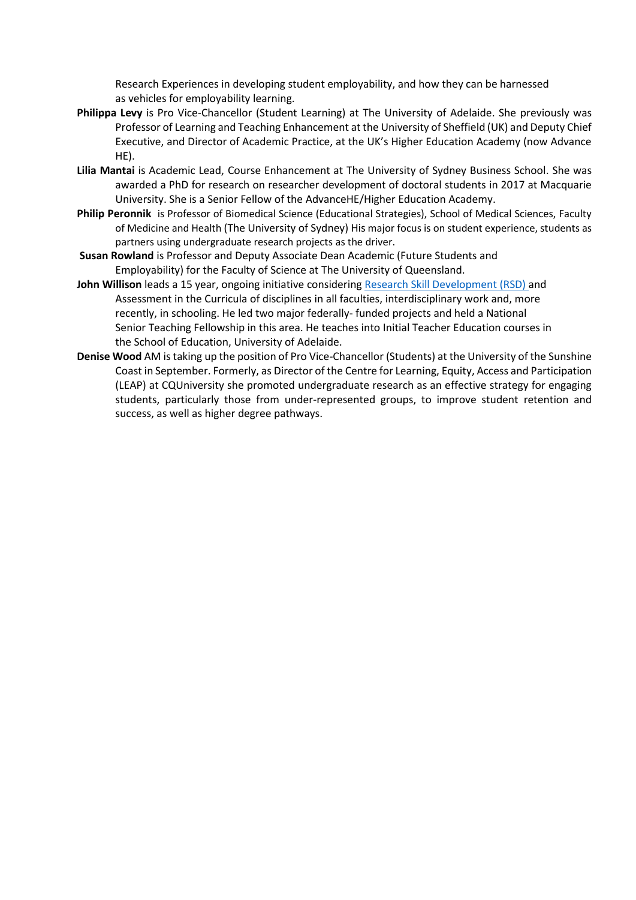Research Experiences in developing student employability, and how they can be harnessed as vehicles for employability learning.

**Philippa Levy** is Pro Vice-Chancellor (Student Learning) at The University of Adelaide. She previously was Professor of Learning and Teaching Enhancement at the University of Sheffield (UK) and Deputy Chief Executive, and Director of Academic Practice, at the UK's Higher Education Academy (now Advance HE).

**Lilia Mantai** is Academic Lead, Course Enhancement at The University of Sydney Business School. She was awarded a PhD for research on researcher development of doctoral students in 2017 at Macquarie University. She is a Senior Fellow of the AdvanceHE/Higher Education Academy.

**Philip Peronnik** is Professor of Biomedical Science (Educational Strategies), School of Medical Sciences, Faculty of Medicine and Health (The University of Sydney) His major focus is on student experience, students as partners using undergraduate research projects as the driver.

**Susan Rowland** is Professor and Deputy Associate Dean Academic (Future Students and Employability) for the Faculty of Science at The University of Queensland.

**John Willison** leads a 15 year, ongoing initiative considering Research Skill Development (RSD) and Assessment in the Curricula of disciplines in all faculties, interdisciplinary work and, more recently, in schooling. He led two major federally- funded projects and held a National Senior Teaching Fellowship in this area. He teaches into Initial Teacher Education courses in the School of Education, University of Adelaide.

**Denise Wood** AM is taking up the position of Pro Vice-Chancellor (Students) at the University of the Sunshine Coast in September. Formerly, as Director of the Centre for Learning, Equity, Access and Participation (LEAP) at CQUniversity she promoted undergraduate research as an effective strategy for engaging students, particularly those from under-represented groups, to improve student retention and success, as well as higher degree pathways.